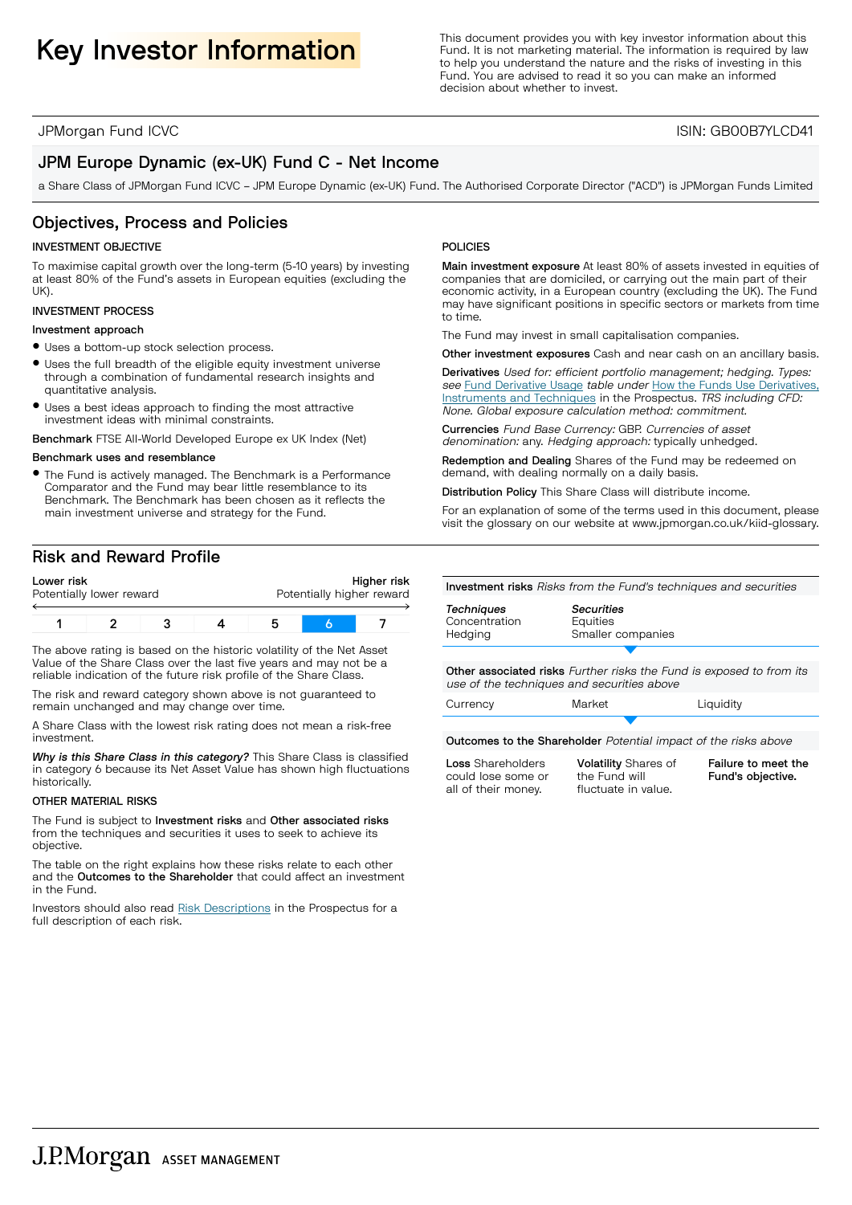# Key Investor Information

This document provides you with key investor information about this Fund. It is not marketing material. The information is required by law to help you understand the nature and the risks of investing in this Fund. You are advised to read it so you can make an informed decision about whether to invest.

JPMorgan Fund ICVC — ISIN: GB00B7YLCD41

## JPM Europe Dynamic (ex-UK) Fund C - Net Income

a Share Class of JPMorgan Fund ICVC – JPM Europe Dynamic (ex-UK) Fund. The Authorised Corporate Director ("ACD") is JPMorgan Funds Limited

## Objectives, Process and Policies

### INVESTMENT OBJECTIVE

To maximise capital growth over the long-term (5-10 years) by investing at least 80% of the Fund's assets in European equities (excluding the UK).

### INVESTMENT PROCESS

**Investment approach**

- Uses a bottom-up stock selection process.
- Uses the full breadth of the eligible equity investment universe through a combination of fundamental research insights and quantitative analysis.
- Uses a best ideas approach to finding the most attractive investment ideas with minimal constraints.

**Benchmark** FTSE All-World Developed Europe ex UK Index (Net)

**Benchmark uses and resemblance**

- The Fund is actively managed. The Benchmark is a Performance Comparator and the Fund may bear little resemblance to its Benchmark. The Benchmark has been chosen as it reflects the main investment universe and strategy for the Fund.

### POLICIES

**Main investment exposure** At least 80% of assets invested in equities of companies that are domiciled, or carrying out the main part of their economic activity, in a European country (excluding the UK). The Fund may have significant positions in specific sectors or markets from time to time.

The Fund may invest in small capitalisation companies.

**Other investment exposures** Cash and near cash on an ancillary basis.

**Derivatives** *Used for:* efficient portfolio management; hedging. *Types: see* Fund Derivative Usage *table under* How the Funds Use Derivatives, Instruments and Techniques in the Prospectus. *TRS including CFD: None. Global exposure calculation method: commitment.*

**Currencies** *Fund Base Currency:* GBP. *Currencies of asset denomination:* any. *Hedging approach:* typically unhedged.

**Redemption and Dealing** Shares of the Fund may be redeemed on demand, with dealing normally on a daily basis.

**Distribution Policy** This Share Class will distribute income.

For an explanation of some of the terms used in this document, please visit the glossary on our website at www.jpmorgan.co.uk/kiid-glossary.

## Risk and Reward Profile

**Lower risk** Potentially lower reward — **Higher risk** Potentially higher reward

| 1 | 2 | 3 | 4 | 5 | **6** | 7 |
|---|---|---|---|---|---|---|

The above rating is based on the historic volatility of the Net Asset Value of the Share Class over the last five years and may not be a reliable indication of the future risk profile of the Share Class.

The risk and reward category shown above is not guaranteed to remain unchanged and may change over time.

A Share Class with the lowest risk rating does not mean a risk-free investment.

***Why is this Share Class in this category?*** This Share Class is classified in category 6 because its Net Asset Value has shown high fluctuations historically.

### OTHER MATERIAL RISKS

The Fund is subject to **Investment risks** and **Other associated risks** from the techniques and securities it uses to seek to achieve its objective.

The table on the right explains how these risks relate to each other and the **Outcomes to the Shareholder** that could affect an investment in the Fund.

Investors should also read Risk Descriptions in the Prospectus for a full description of each risk.

**Investment risks** *Risks from the Fund's techniques and securities*

| *Techniques* | *Securities* |
|---|---|
| Concentration | Equities |
| Hedging | Smaller companies |

**Other associated risks** *Further risks the Fund is exposed to from its use of the techniques and securities above*

| Currency | Market | Liquidity |
|---|---|---|

**Outcomes to the Shareholder** *Potential impact of the risks above*

| **Loss** Shareholders could lose some or all of their money. | **Volatility** Shares of the Fund will fluctuate in value. | **Failure to meet the Fund's objective.** |
|---|---|---|

J.P.Morgan ASSET MANAGEMENT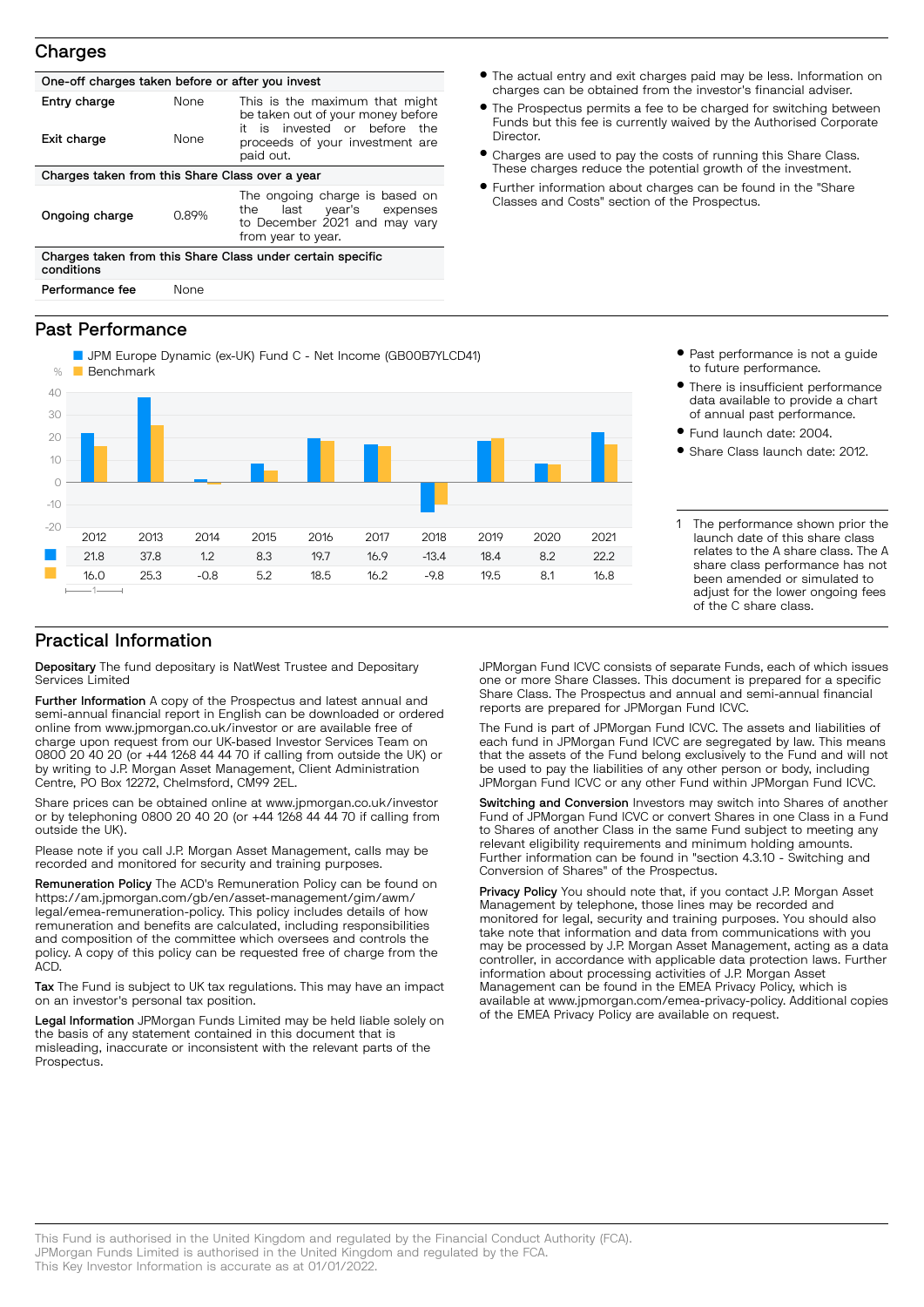## Charges

| One-off charges taken before or after you invest | | |
|---|---|---|
| Entry charge | None | This is the maximum that might be taken out of your money before it is invested or before the proceeds of your investment are paid out. |
| Exit charge | None | |
| **Charges taken from this Share Class over a year** | | |
| Ongoing charge | 0.89% | The ongoing charge is based on the last year's expenses to December 2021 and may vary from year to year. |
| **Charges taken from this Share Class under certain specific conditions** | | |
| Performance fee | None | |

- The actual entry and exit charges paid may be less. Information on charges can be obtained from the investor's financial adviser.
- The Prospectus permits a fee to be charged for switching between Funds but this fee is currently waived by the Authorised Corporate Director.
- Charges are used to pay the costs of running this Share Class. These charges reduce the potential growth of the investment.
- Further information about charges can be found in the "Share Classes and Costs" section of the Prospectus.

## Past Performance

JPM Europe Dynamic (ex-UK) Fund C - Net Income (GB00B7YLCD41)
Benchmark

%
40
30
20
10
0
-10
-20

2012 2013 2014 2015 2016 2017 2018 2019 2020 2021
21.8 37.8 1.2 8.3 19.7 16.9 -13.4 18.4 8.2 22.2
16.0 25.3 -0.8 5.2 18.5 16.2 -9.8 19.5 8.1 16.8

1

- Past performance is not a guide to future performance.
- There is insufficient performance data available to provide a chart of annual past performance.
- Fund launch date: 2004.
- Share Class launch date: 2012.

1 The performance shown prior the launch date of this share class relates to the A share class. The A share class performance has not been amended or simulated to adjust for the lower ongoing fees of the C share class.

## Practical Information

**Depositary** The fund depositary is NatWest Trustee and Depositary Services Limited

**Further Information** A copy of the Prospectus and latest annual and semi-annual financial report in English can be downloaded or ordered online from www.jpmorgan.co.uk/investor or are available free of charge upon request from our UK-based Investor Services Team on 0800 20 40 20 (or +44 1268 44 44 70 if calling from outside the UK) or by writing to J.P. Morgan Asset Management, Client Administration Centre, PO Box 12272, Chelmsford, CM99 2EL.

Share prices can be obtained online at www.jpmorgan.co.uk/investor or by telephoning 0800 20 40 20 (or +44 1268 44 44 70 if calling from outside the UK).

Please note if you call J.P. Morgan Asset Management, calls may be recorded and monitored for security and training purposes.

**Remuneration Policy** The ACD's Remuneration Policy can be found on https://am.jpmorgan.com/gb/en/asset-management/gim/awm/legal/emea-remuneration-policy. This policy includes details of how remuneration and benefits are calculated, including responsibilities and composition of the committee which oversees and controls the policy. A copy of this policy can be requested free of charge from the ACD.

**Tax** The Fund is subject to UK tax regulations. This may have an impact on an investor's personal tax position.

**Legal Information** JPMorgan Funds Limited may be held liable solely on the basis of any statement contained in this document that is misleading, inaccurate or inconsistent with the relevant parts of the Prospectus.

JPMorgan Fund ICVC consists of separate Funds, each of which issues one or more Share Classes. This document is prepared for a specific Share Class. The Prospectus and annual and semi-annual financial reports are prepared for JPMorgan Fund ICVC.

The Fund is part of JPMorgan Fund ICVC. The assets and liabilities of each fund in JPMorgan Fund ICVC are segregated by law. This means that the assets of the Fund belong exclusively to the Fund and will not be used to pay the liabilities of any other person or body, including JPMorgan Fund ICVC or any other Fund within JPMorgan Fund ICVC.

**Switching and Conversion** Investors may switch into Shares of another Fund of JPMorgan Fund ICVC or convert Shares in one Class in a Fund to Shares of another Class in the same Fund subject to meeting any relevant eligibility requirements and minimum holding amounts. Further information can be found in "section 4.3.10 - Switching and Conversion of Shares" of the Prospectus.

**Privacy Policy** You should note that, if you contact J.P. Morgan Asset Management by telephone, those lines may be recorded and monitored for legal, security and training purposes. You should also take note that information and data from communications with you may be processed by J.P. Morgan Asset Management, acting as a data controller, in accordance with applicable data protection laws. Further information about processing activities of J.P. Morgan Asset Management can be found in the EMEA Privacy Policy, which is available at www.jpmorgan.com/emea-privacy-policy. Additional copies of the EMEA Privacy Policy are available on request.

This Fund is authorised in the United Kingdom and regulated by the Financial Conduct Authority (FCA).
JPMorgan Funds Limited is authorised in the United Kingdom and regulated by the FCA.
This Key Investor Information is accurate as at 01/01/2022.